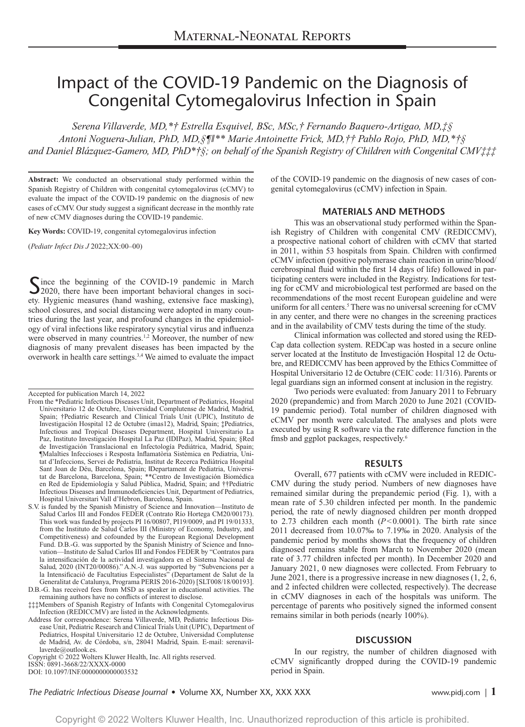# Impact of the COVID-19 Pandemic on the Diagnosis of Congenital Cytomegalovirus Infection in Spain

*Serena Villaverde, MD,*† Estrella Esquivel, BSc, MSc,† Fernando Baquero-Artigao, MD,‡§ Antoni Noguera-Julian, PhD, MD,§¶‖** Marie Antoinette Frick, MD,†† Pablo Rojo, PhD, MD,*†§ and Daniel Blázquez-Gamero, MD, PhD*†§; on behalf of the Spanish Registry of Children with Congenital CMV‡‡‡*

**Abstract:** We conducted an observational study performed within the Spanish Registry of Children with congenital cytomegalovirus (cCMV) to evaluate the impact of the COVID-19 pandemic on the diagnosis of new cases of cCMV. Our study suggest a significant decrease in the monthly rate of new cCMV diagnoses during the COVID-19 pandemic.

**Key Words:** COVID-19, congenital cytomegalovirus infection

(*Pediatr Infect Dis J* 2022;XX:00–00)

Since the beginning of the COVID-19 pandemic in March 2020, there have been important behavioral changes in society. Hygienic measures (hand washing, extensive face masking), school closures, and social distancing were adopted in many countries during the last year, and profound changes in the epidemiology of viral infections like respiratory syncytial virus and influenza were observed in many countries.[1,2] Moreover, the number of new diagnosis of many prevalent diseases has been impacted by the overwork in health care settings.[3,4] We aimed to evaluate the impact of the COVID-19 pandemic on the diagnosis of new cases of congenital cytomegalovirus (cCMV) infection in Spain.

Accepted for publication March 14, 2022

From the *Pediatric Infectious Diseases Unit, Department of Pediatrics, Hospital Universitario 12 de Octubre, Universidad Complutense de Madrid, Madrid, Spain; †Pediatric Research and Clinical Trials Unit (UPIC), Instituto de Investigación Hospital 12 de Octubre (imas12), Madrid, Spain; ‡Pediatrics, Infectious and Tropical Diseases Department, Hospital Universitario La Paz, Instituto Investigación Hospital La Paz (IDIPaz), Madrid, Spain; §Red de Investigación Translacional en Infectología Pediátrica, Madrid, Spain; ¶Malalties Infeccioses i Resposta Inflamatòria Sistèmica en Pediatria, Unitat d'Infeccions, Servei de Pediatria, Institut de Recerca Pediàtrica Hospital Sant Joan de Déu, Barcelona, Spain; ‖Departament de Pediatria, Universitat de Barcelona, Barcelona, Spain; **Centro de Investigación Biomédica en Red de Epidemiología y Salud Pública, Madrid, Spain; and ††Pediatric Infectious Diseases and Immunodeficiencies Unit, Department of Pediatrics, Hospital Universitari Vall d'Hebron, Barcelona, Spain.

S.V. is funded by the Spanish Ministry of Science and Innovation—Instituto de Salud Carlos III and Fondos FEDER (Contrato Río Hortega CM20/00173). This work was funded by projects PI 16/00807, PI19/0009, and PI 19/01333, from the Instituto de Salud Carlos III (Ministry of Economy, Industry, and Competitiveness) and cofounded by the European Regional Development Fund. D.B.-G. was supported by the Spanish Ministry of Science and Innovation—Instituto de Salud Carlos III and Fondos FEDER by "Contratos para la intensificación de la actividad investigadora en el Sistema Nacional de Salud, 2020 (INT20/00086)." A.N.-J. was supported by "Subvencions per a la Intensificació de Facultatius Especialistes" (Departament de Salut de la Generalitat de Catalunya, Programa PERIS 2016-2020) [SLT008/18/00193].

D.B.-G. has received fees from MSD as speaker in educational activities. The remaining authors have no conflicts of interest to disclose.

‡‡‡Members of Spanish Registry of Infants with Congenital Cytomegalovirus Infection (REDICCMV) are listed in the Acknowledgments.

Address for correspondence: Serena Villaverde, MD, Pediatric Infectious Disease Unit, Pediatric Research and Clinical Trials Unit (UPIC), Department of Pediatrics, Hospital Universitario 12 de Octubre, Universidad Complutense de Madrid, Av. de Córdoba, s/n, 28041 Madrid, Spain. E-mail: serenavillaverde@outlook.es.

Copyright © 2022 Wolters Kluwer Health, Inc. All rights reserved.
ISSN: 0891-3668/22/XXXX-0000
DOI: 10.1097/INF.0000000000003532

## MATERIALS AND METHODS

This was an observational study performed within the Spanish Registry of Children with congenital CMV (REDICCMV), a prospective national cohort of children with cCMV that started in 2011, within 53 hospitals from Spain. Children with confirmed cCMV infection (positive polymerase chain reaction in urine/blood/cerebrospinal fluid within the first 14 days of life) followed in participating centers were included in the Registry. Indications for testing for cCMV and microbiological test performed are based on the recommendations of the most recent European guideline and were uniform for all centers.[5] There was no universal screening for cCMV in any center, and there were no changes in the screening practices and in the availability of CMV tests during the time of the study.

Clinical information was collected and stored using the REDCap data collection system. REDCap was hosted in a secure online server located at the Instituto de Investigación Hospital 12 de Octubre, and REDICCMV has been approved by the Ethics Committee of Hospital Universitario 12 de Octubre (CEIC code: 11/316). Parents or legal guardians sign an informed consent at inclusion in the registry.

Two periods were evaluated: from January 2011 to February 2020 (prepandemic) and from March 2020 to June 2021 (COVID-19 pandemic period). Total number of children diagnosed with cCMV per month were calculated. The analyses and plots were executed by using R software via the rate difference function in the fmsb and ggplot packages, respectively.[6]

## RESULTS

Overall, 677 patients with cCMV were included in REDICCMV during the study period. Numbers of new diagnoses have remained similar during the prepandemic period (Fig. 1), with a mean rate of 5.30 children infected per month. In the pandemic period, the rate of newly diagnosed children per month dropped to 2.73 children each month ($P < 0.0001$). The birth rate since 2011 decreased from 10.07‰ to 7.19‰ in 2020. Analysis of the pandemic period by months shows that the frequency of children diagnosed remains stable from March to November 2020 (mean rate of 3.77 children infected per month). In December 2020 and January 2021, 0 new diagnoses were collected. From February to June 2021, there is a progressive increase in new diagnoses (1, 2, 6, and 2 infected children were collected, respectively). The decrease in cCMV diagnoses in each of the hospitals was uniform. The percentage of parents who positively signed the informed consent remains similar in both periods (nearly 100%).

## DISCUSSION

In our registry, the number of children diagnosed with cCMV significantly dropped during the COVID-19 pandemic period in Spain.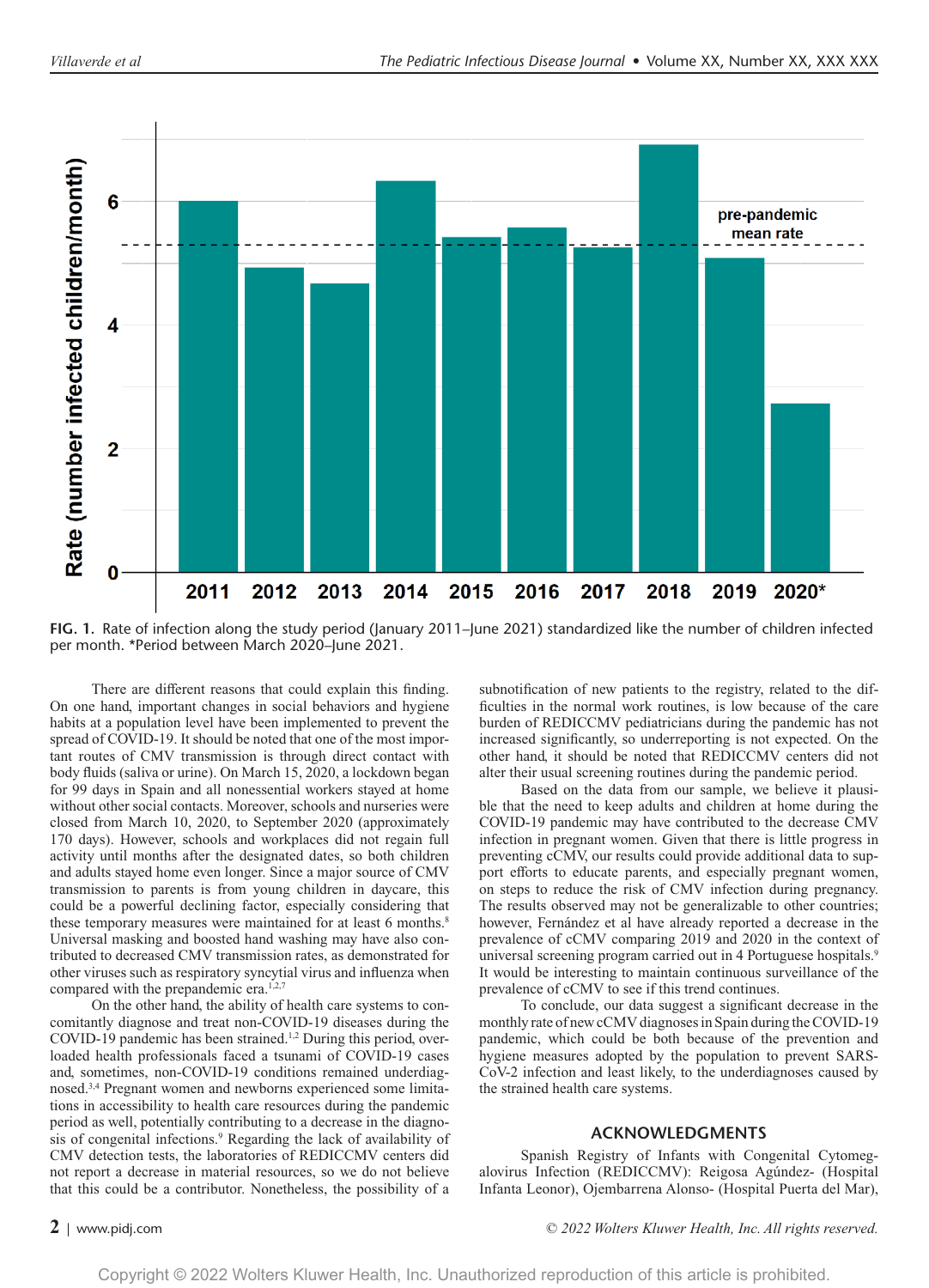FIG. 1. Rate of infection along the study period (January 2011–June 2021) standardized like the number of children infected per month. *Period between March 2020–June 2021.

There are different reasons that could explain this finding. On one hand, important changes in social behaviors and hygiene habits at a population level have been implemented to prevent the spread of COVID-19. It should be noted that one of the most important routes of CMV transmission is through direct contact with body fluids (saliva or urine). On March 15, 2020, a lockdown began for 99 days in Spain and all nonessential workers stayed at home without other social contacts. Moreover, schools and nurseries were closed from March 10, 2020, to September 2020 (approximately 170 days). However, schools and workplaces did not regain full activity until months after the designated dates, so both children and adults stayed home even longer. Since a major source of CMV transmission to parents is from young children in daycare, this could be a powerful declining factor, especially considering that these temporary measures were maintained for at least 6 months.[8] Universal masking and boosted hand washing may have also contributed to decreased CMV transmission rates, as demonstrated for other viruses such as respiratory syncytial virus and influenza when compared with the prepandemic era.[1,2,7]

On the other hand, the ability of health care systems to concomitantly diagnose and treat non-COVID-19 diseases during the COVID-19 pandemic has been strained.[1,2] During this period, overloaded health professionals faced a tsunami of COVID-19 cases and, sometimes, non-COVID-19 conditions remained underdiagnosed.[3,4] Pregnant women and newborns experienced some limitations in accessibility to health care resources during the pandemic period as well, potentially contributing to a decrease in the diagnosis of congenital infections.[9] Regarding the lack of availability of CMV detection tests, the laboratories of REDICCMV centers did not report a decrease in material resources, so we do not believe that this could be a contributor. Nonetheless, the possibility of a subnotification of new patients to the registry, related to the difficulties in the normal work routines, is low because of the care burden of REDICCMV pediatricians during the pandemic has not increased significantly, so underreporting is not expected. On the other hand, it should be noted that REDICCMV centers did not alter their usual screening routines during the pandemic period.

Based on the data from our sample, we believe it plausible that the need to keep adults and children at home during the COVID-19 pandemic may have contributed to the decrease CMV infection in pregnant women. Given that there is little progress in preventing cCMV, our results could provide additional data to support efforts to educate parents, and especially pregnant women, on steps to reduce the risk of CMV infection during pregnancy. The results observed may not be generalizable to other countries; however, Fernández et al have already reported a decrease in the prevalence of cCMV comparing 2019 and 2020 in the context of universal screening program carried out in 4 Portuguese hospitals.[9] It would be interesting to maintain continuous surveillance of the prevalence of cCMV to see if this trend continues.

To conclude, our data suggest a significant decrease in the monthly rate of new cCMV diagnoses in Spain during the COVID-19 pandemic, which could be both because of the prevention and hygiene measures adopted by the population to prevent SARS-CoV-2 infection and least likely, to the underdiagnoses caused by the strained health care systems.

## ACKNOWLEDGMENTS

Spanish Registry of Infants with Congenital Cytomegalovirus Infection (REDICCMV): Reigosa Agúndez- (Hospital Infanta Leonor), Ojembarrena Alonso- (Hospital Puerta del Mar),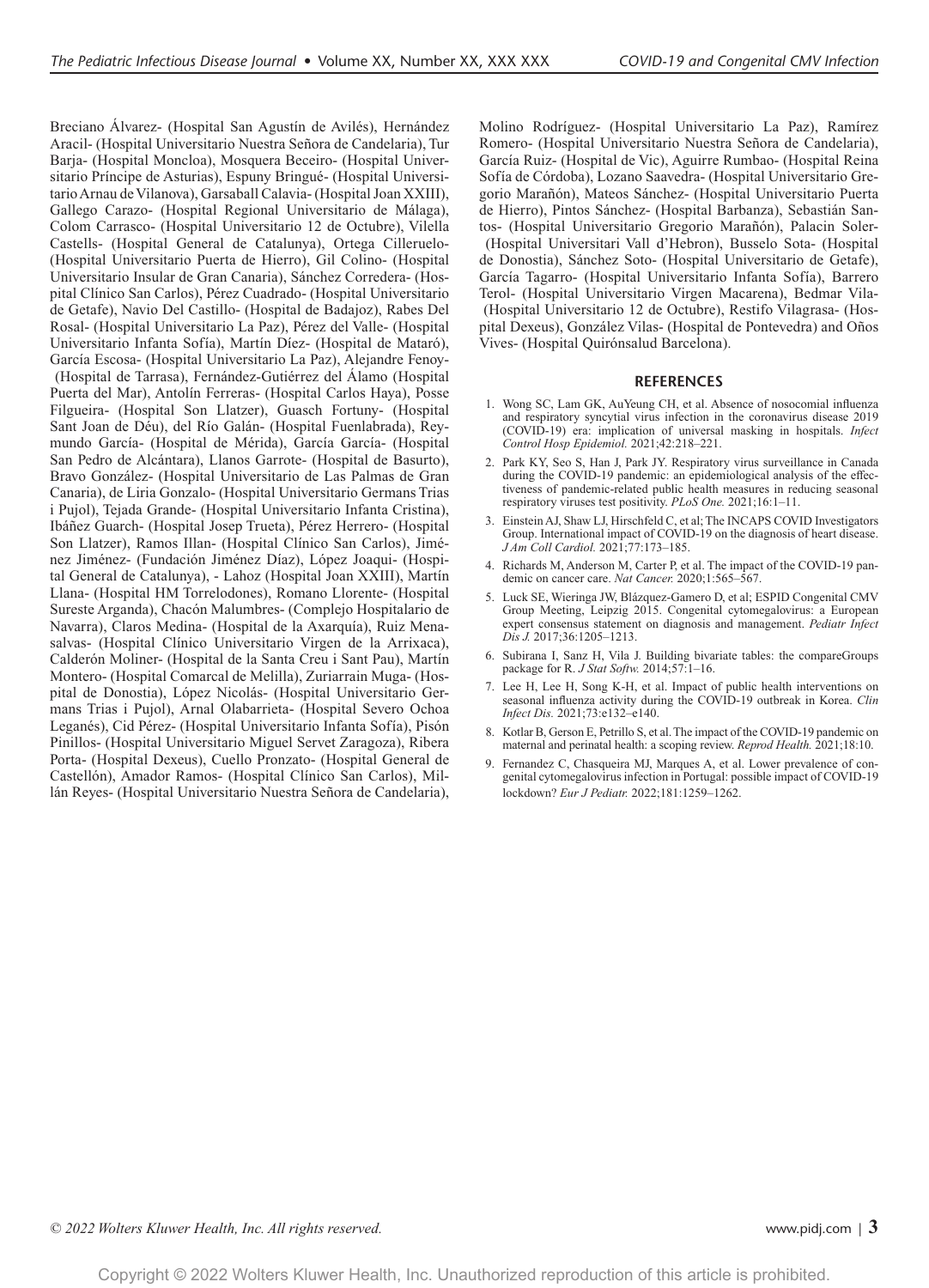Breciano Álvarez- (Hospital San Agustín de Avilés), Hernández Aracil- (Hospital Universitario Nuestra Señora de Candelaria), Tur Barja- (Hospital Moncloa), Mosquera Beceiro- (Hospital Universitario Príncipe de Asturias), Espuny Bringué- (Hospital Universitario Arnau de Vilanova), Garsaball Calavia- (Hospital Joan XXIII), Gallego Carazo- (Hospital Regional Universitario de Málaga), Colom Carrasco- (Hospital Universitario 12 de Octubre), Vilella Castells- (Hospital General de Catalunya), Ortega Cilleruelo- (Hospital Universitario Puerta de Hierro), Gil Colino- (Hospital Universitario Insular de Gran Canaria), Sánchez Corredera- (Hospital Clínico San Carlos), Pérez Cuadrado- (Hospital Universitario de Getafe), Navio Del Castillo- (Hospital de Badajoz), Rabes Del Rosal- (Hospital Universitario La Paz), Pérez del Valle- (Hospital Universitario Infanta Sofía), Martín Díez- (Hospital de Mataró), García Escosa- (Hospital Universitario La Paz), Alejandre Fenoy- (Hospital de Tarrasa), Fernández-Gutiérrez del Álamo (Hospital Puerta del Mar), Antolín Ferreras- (Hospital Carlos Haya), Posse Filgueira- (Hospital Son Llatzer), Guasch Fortuny- (Hospital Sant Joan de Déu), del Río Galán- (Hospital Fuenlabrada), Reymundo García- (Hospital de Mérida), García García- (Hospital San Pedro de Alcántara), Llanos Garrote- (Hospital de Basurto), Bravo González- (Hospital Universitario de Las Palmas de Gran Canaria), de Liria Gonzalo- (Hospital Universitario Germans Trias i Pujol), Tejada Grande- (Hospital Universitario Infanta Cristina), Ibáñez Guarch- (Hospital Josep Trueta), Pérez Herrero- (Hospital Son Llatzer), Ramos Illan- (Hospital Clínico San Carlos), Jiménez Jiménez- (Fundación Jiménez Díaz), López Joaqui- (Hospital General de Catalunya), - Lahoz (Hospital Joan XXIII), Martín Llana- (Hospital HM Torrelodones), Romano Llorente- (Hospital Sureste Arganda), Chacón Malumbres- (Complejo Hospitalario de Navarra), Claros Medina- (Hospital de la Axarquía), Ruiz Menasalvas- (Hospital Clínico Universitario Virgen de la Arrixaca), Calderón Moliner- (Hospital de la Santa Creu i Sant Pau), Martín Montero- (Hospital Comarcal de Melilla), Zuriarrain Muga- (Hospital de Donostia), López Nicolás- (Hospital Universitario Germans Trias i Pujol), Arnal Olabarrieta- (Hospital Severo Ochoa Leganés), Cid Pérez- (Hospital Universitario Infanta Sofía), Pisón Pinillos- (Hospital Universitario Miguel Servet Zaragoza), Ribera Porta- (Hospital Dexeus), Cuello Pronzato- (Hospital General de Castellón), Amador Ramos- (Hospital Clínico San Carlos), Millán Reyes- (Hospital Universitario Nuestra Señora de Candelaria), Molino Rodríguez- (Hospital Universitario La Paz), Ramírez Romero- (Hospital Universitario Nuestra Señora de Candelaria), García Ruiz- (Hospital de Vic), Aguirre Rumbao- (Hospital Reina Sofía de Córdoba), Lozano Saavedra- (Hospital Universitario Gregorio Marañón), Mateos Sánchez- (Hospital Universitario Puerta de Hierro), Pintos Sánchez- (Hospital Barbanza), Sebastián Santos- (Hospital Universitario Gregorio Marañón), Palacin Soler- (Hospital Universitari Vall d'Hebron), Busselo Sota- (Hospital de Donostia), Sánchez Soto- (Hospital Universitario de Getafe), García Tagarro- (Hospital Universitario Infanta Sofía), Barrero Terol- (Hospital Universitario Virgen Macarena), Bedmar Vila- (Hospital Universitario 12 de Octubre), Restifo Vilagrasa- (Hospital Dexeus), González Vilas- (Hospital de Pontevedra) and Oños Vives- (Hospital Quirónsalud Barcelona).

## REFERENCES

1. Wong SC, Lam GK, AuYeung CH, et al. Absence of nosocomial influenza and respiratory syncytial virus infection in the coronavirus disease 2019 (COVID-19) era: implication of universal masking in hospitals. *Infect Control Hosp Epidemiol.* 2021;42:218–221.
2. Park KY, Seo S, Han J, Park JY. Respiratory virus surveillance in Canada during the COVID-19 pandemic: an epidemiological analysis of the effectiveness of pandemic-related public health measures in reducing seasonal respiratory viruses test positivity. *PLoS One.* 2021;16:1–11.
3. Einstein AJ, Shaw LJ, Hirschfeld C, et al; The INCAPS COVID Investigators Group. International impact of COVID-19 on the diagnosis of heart disease. *J Am Coll Cardiol.* 2021;77:173–185.
4. Richards M, Anderson M, Carter P, et al. The impact of the COVID-19 pandemic on cancer care. *Nat Cancer.* 2020;1:565–567.
5. Luck SE, Wieringa JW, Blázquez-Gamero D, et al; ESPID Congenital CMV Group Meeting, Leipzig 2015. Congenital cytomegalovirus: a European expert consensus statement on diagnosis and management. *Pediatr Infect Dis J.* 2017;36:1205–1213.
6. Subirana I, Sanz H, Vila J. Building bivariate tables: the compareGroups package for R. *J Stat Softw.* 2014;57:1–16.
7. Lee H, Lee H, Song K-H, et al. Impact of public health interventions on seasonal influenza activity during the COVID-19 outbreak in Korea. *Clin Infect Dis.* 2021;73:e132–e140.
8. Kotlar B, Gerson E, Petrillo S, et al. The impact of the COVID-19 pandemic on maternal and perinatal health: a scoping review. *Reprod Health.* 2021;18:10.
9. Fernandez C, Chasqueira MJ, Marques A, et al. Lower prevalence of congenital cytomegalovirus infection in Portugal: possible impact of COVID-19 lockdown? *Eur J Pediatr.* 2022;181:1259–1262.